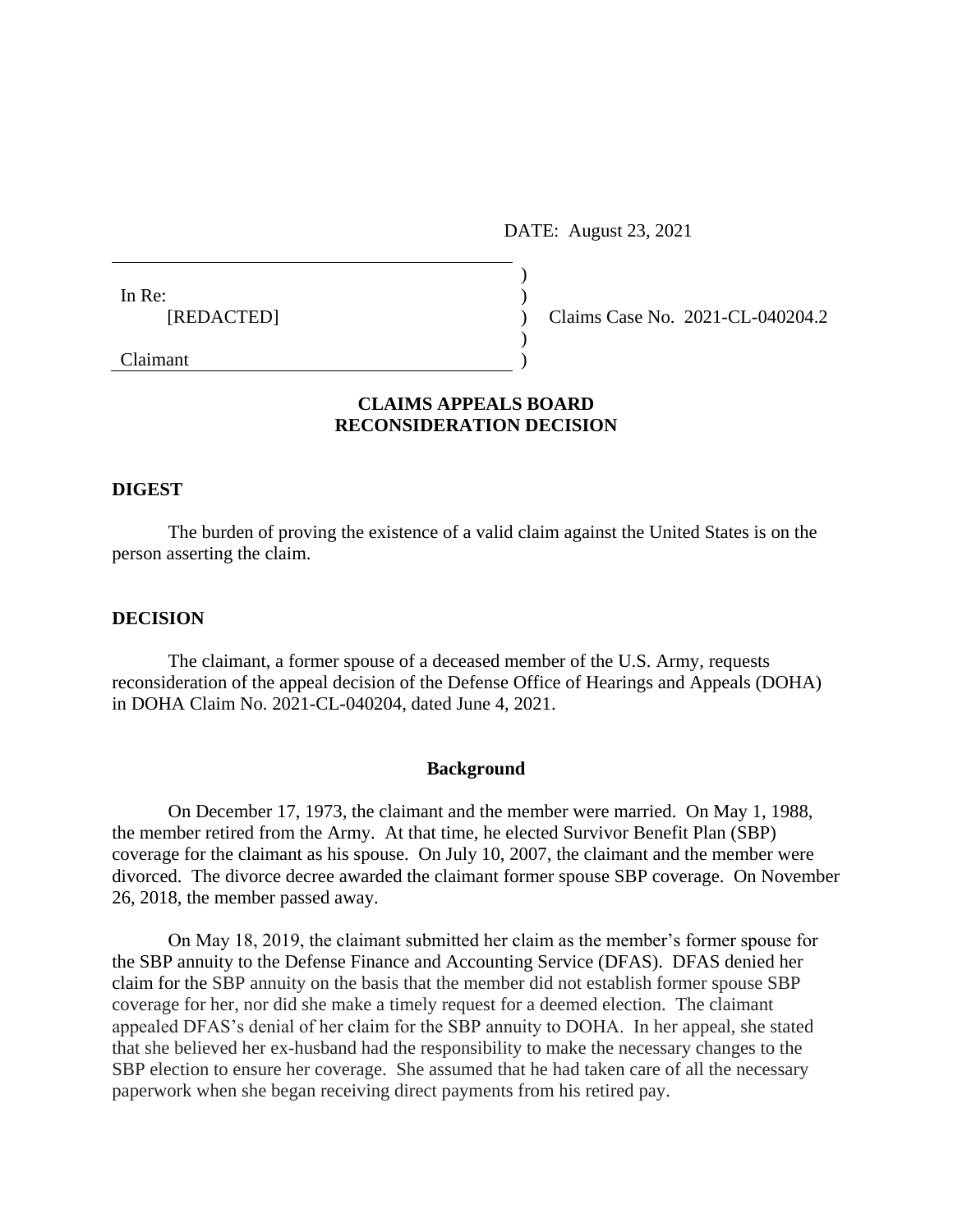DATE: August 23, 2021

In Re:
[REDACTED]

Claimant

Claims Case No. 2021-CL-040204.2

**CLAIMS APPEALS BOARD**
**RECONSIDERATION DECISION**

## DIGEST

The burden of proving the existence of a valid claim against the United States is on the person asserting the claim.

## DECISION

The claimant, a former spouse of a deceased member of the U.S. Army, requests reconsideration of the appeal decision of the Defense Office of Hearings and Appeals (DOHA) in DOHA Claim No. 2021-CL-040204, dated June 4, 2021.

### Background

On December 17, 1973, the claimant and the member were married. On May 1, 1988, the member retired from the Army. At that time, he elected Survivor Benefit Plan (SBP) coverage for the claimant as his spouse. On July 10, 2007, the claimant and the member were divorced. The divorce decree awarded the claimant former spouse SBP coverage. On November 26, 2018, the member passed away.

On May 18, 2019, the claimant submitted her claim as the member's former spouse for the SBP annuity to the Defense Finance and Accounting Service (DFAS). DFAS denied her claim for the SBP annuity on the basis that the member did not establish former spouse SBP coverage for her, nor did she make a timely request for a deemed election. The claimant appealed DFAS's denial of her claim for the SBP annuity to DOHA. In her appeal, she stated that she believed her ex-husband had the responsibility to make the necessary changes to the SBP election to ensure her coverage. She assumed that he had taken care of all the necessary paperwork when she began receiving direct payments from his retired pay.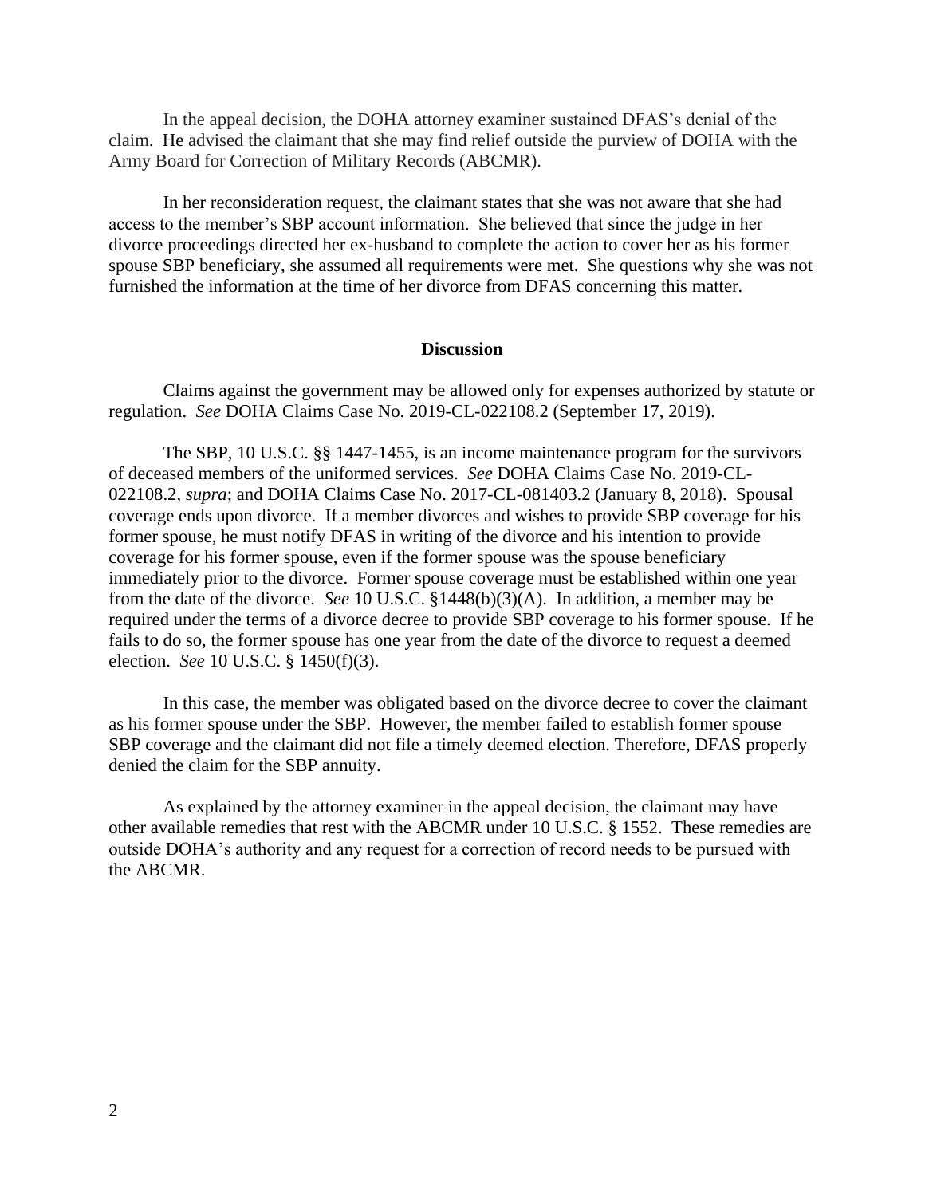In the appeal decision, the DOHA attorney examiner sustained DFAS's denial of the claim. He advised the claimant that she may find relief outside the purview of DOHA with the Army Board for Correction of Military Records (ABCMR).

In her reconsideration request, the claimant states that she was not aware that she had access to the member's SBP account information. She believed that since the judge in her divorce proceedings directed her ex-husband to complete the action to cover her as his former spouse SBP beneficiary, she assumed all requirements were met. She questions why she was not furnished the information at the time of her divorce from DFAS concerning this matter.

## Discussion

Claims against the government may be allowed only for expenses authorized by statute or regulation. *See* DOHA Claims Case No. 2019-CL-022108.2 (September 17, 2019).

The SBP, 10 U.S.C. §§ 1447-1455, is an income maintenance program for the survivors of deceased members of the uniformed services. *See* DOHA Claims Case No. 2019-CL-022108.2, *supra*; and DOHA Claims Case No. 2017-CL-081403.2 (January 8, 2018). Spousal coverage ends upon divorce. If a member divorces and wishes to provide SBP coverage for his former spouse, he must notify DFAS in writing of the divorce and his intention to provide coverage for his former spouse, even if the former spouse was the spouse beneficiary immediately prior to the divorce. Former spouse coverage must be established within one year from the date of the divorce. *See* 10 U.S.C. §1448(b)(3)(A). In addition, a member may be required under the terms of a divorce decree to provide SBP coverage to his former spouse. If he fails to do so, the former spouse has one year from the date of the divorce to request a deemed election. *See* 10 U.S.C. § 1450(f)(3).

In this case, the member was obligated based on the divorce decree to cover the claimant as his former spouse under the SBP. However, the member failed to establish former spouse SBP coverage and the claimant did not file a timely deemed election. Therefore, DFAS properly denied the claim for the SBP annuity.

As explained by the attorney examiner in the appeal decision, the claimant may have other available remedies that rest with the ABCMR under 10 U.S.C. § 1552. These remedies are outside DOHA's authority and any request for a correction of record needs to be pursued with the ABCMR.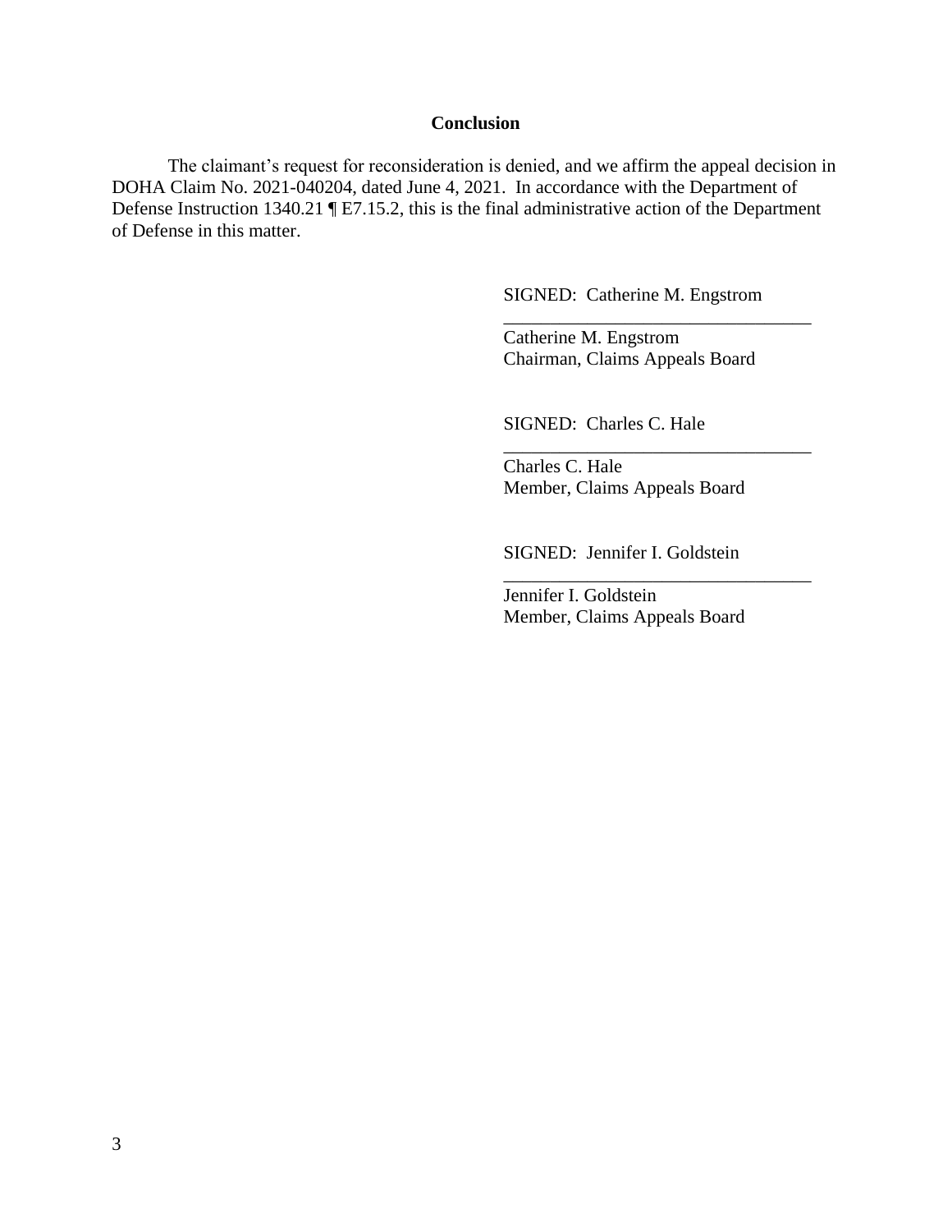**Conclusion**

The claimant's request for reconsideration is denied, and we affirm the appeal decision in DOHA Claim No. 2021-040204, dated June 4, 2021. In accordance with the Department of Defense Instruction 1340.21 ¶ E7.15.2, this is the final administrative action of the Department of Defense in this matter.

SIGNED: Catherine M. Engstrom

\_\_\_\_\_\_\_\_\_\_\_\_\_\_\_\_\_\_\_\_\_\_\_\_\_\_\_\_\_\_\_\_\_\_
Catherine M. Engstrom
Chairman, Claims Appeals Board

SIGNED: Charles C. Hale

\_\_\_\_\_\_\_\_\_\_\_\_\_\_\_\_\_\_\_\_\_\_\_\_\_\_\_\_\_\_\_\_\_\_
Charles C. Hale
Member, Claims Appeals Board

SIGNED: Jennifer I. Goldstein

\_\_\_\_\_\_\_\_\_\_\_\_\_\_\_\_\_\_\_\_\_\_\_\_\_\_\_\_\_\_\_\_\_\_
Jennifer I. Goldstein
Member, Claims Appeals Board